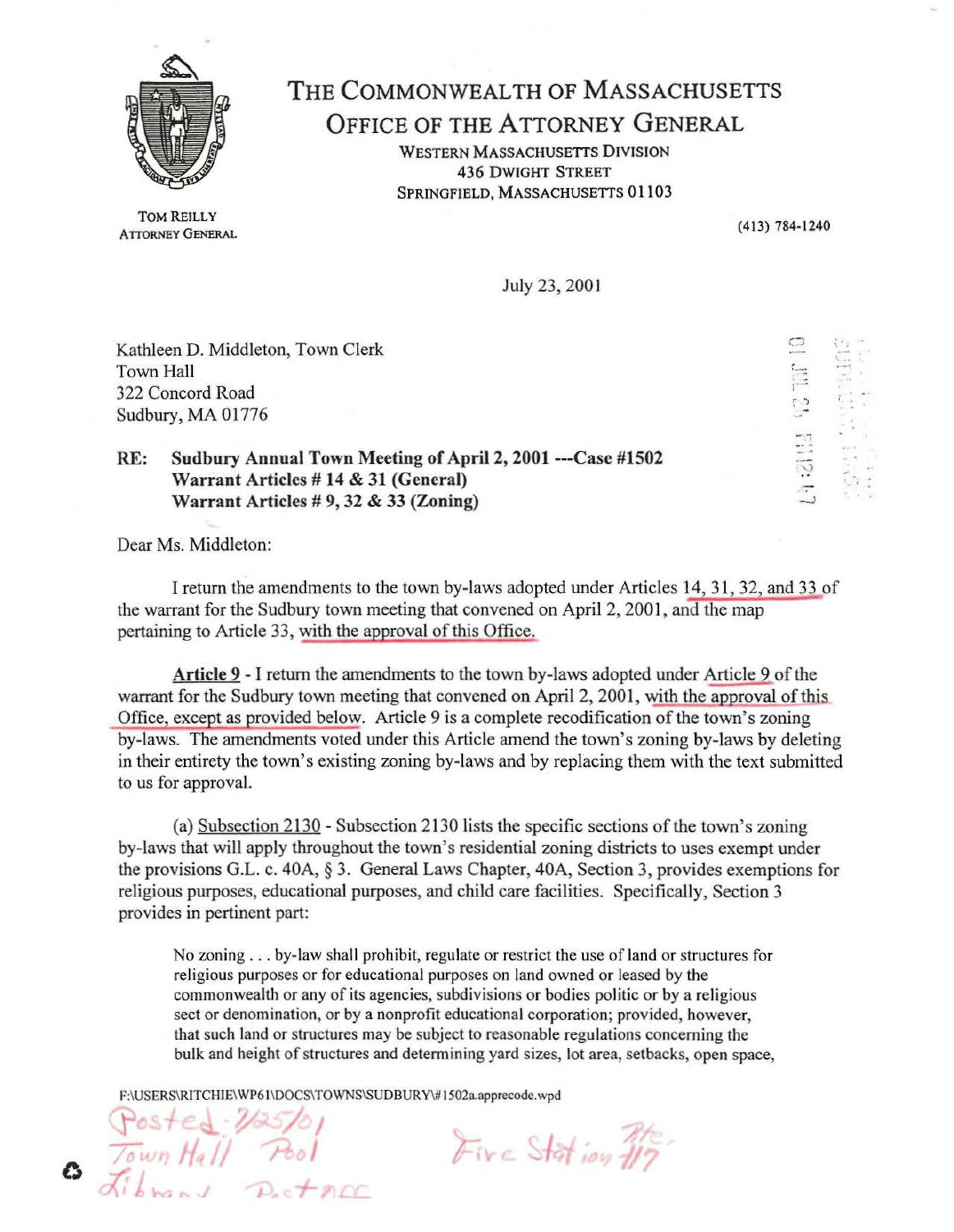# THE COMMONWEALTH OF MASSACHUSETTS
## OFFICE OF THE ATTORNEY GENERAL

WESTERN MASSACHUSETTS DIVISION
436 DWIGHT STREET
SPRINGFIELD, MASSACHUSETTS 01103

TOM REILLY
ATTORNEY GENERAL

(413) 784-1240

July 23, 2001

Kathleen D. Middleton, Town Clerk
Town Hall
322 Concord Road
Sudbury, MA 01776

**RE: Sudbury Annual Town Meeting of April 2, 2001 ---Case #1502**
**Warrant Articles # 14 & 31 (General)**
**Warrant Articles # 9, 32 & 33 (Zoning)**

Dear Ms. Middleton:

I return the amendments to the town by-laws adopted under Articles 14, 31, 32, and 33 of the warrant for the Sudbury town meeting that convened on April 2, 2001, and the map pertaining to Article 33, with the approval of this Office.

**Article 9** - I return the amendments to the town by-laws adopted under Article 9 of the warrant for the Sudbury town meeting that convened on April 2, 2001, with the approval of this Office, except as provided below. Article 9 is a complete recodification of the town's zoning by-laws. The amendments voted under this Article amend the town's zoning by-laws by deleting in their entirety the town's existing zoning by-laws and by replacing them with the text submitted to us for approval.

(a) Subsection 2130 - Subsection 2130 lists the specific sections of the town's zoning by-laws that will apply throughout the town's residential zoning districts to uses exempt under the provisions G.L. c. 40A, § 3. General Laws Chapter, 40A, Section 3, provides exemptions for religious purposes, educational purposes, and child care facilities. Specifically, Section 3 provides in pertinent part:

> No zoning . . . by-law shall prohibit, regulate or restrict the use of land or structures for religious purposes or for educational purposes on land owned or leased by the commonwealth or any of its agencies, subdivisions or bodies politic or by a religious sect or denomination, or by a nonprofit educational corporation; provided, however, that such land or structures may be subject to reasonable regulations concerning the bulk and height of structures and determining yard sizes, lot area, setbacks, open space,

F:\USERS\RITCHIE\WP61\DOCS\TOWNS\SUDBURY\#1502a.apprecode.wpd

Posted 7/25/01
Town Hall Pool
Library Post Office
Fire Station #2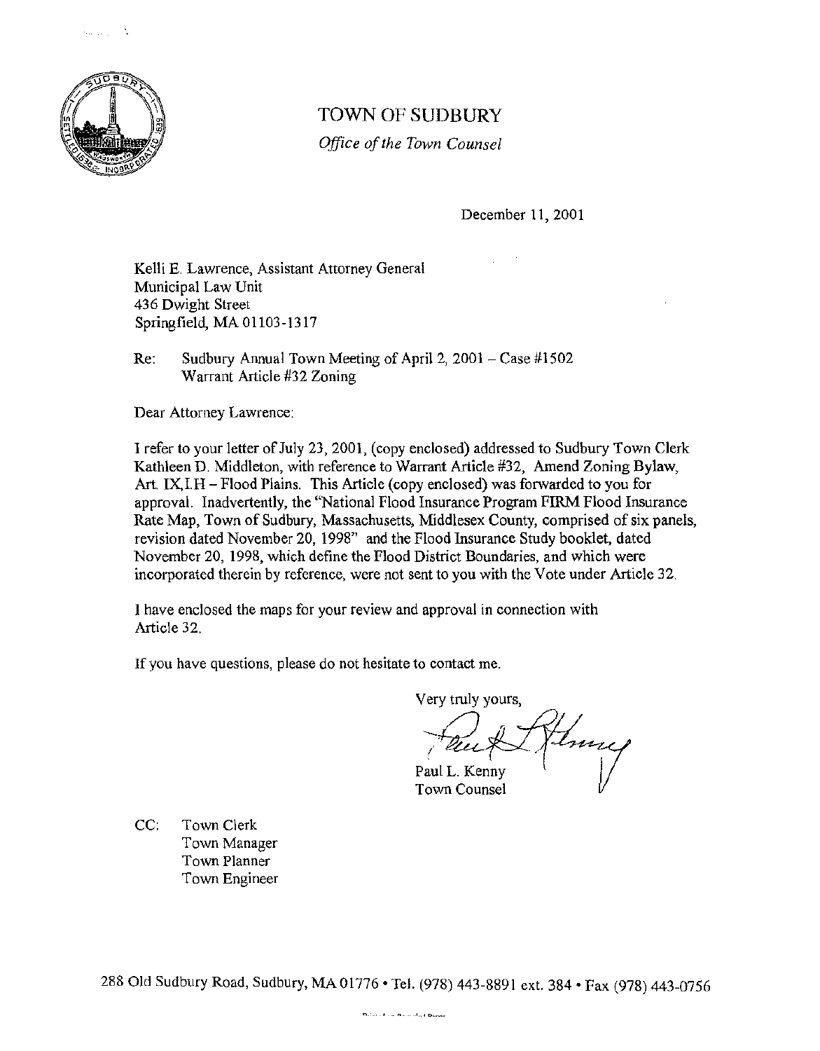# TOWN OF SUDBURY

*Office of the Town Counsel*

December 11, 2001

Kelli E. Lawrence, Assistant Attorney General
Municipal Law Unit
436 Dwight Street
Springfield, MA 01103-1317

Re: Sudbury Annual Town Meeting of April 2, 2001 – Case #1502
Warrant Article #32 Zoning

Dear Attorney Lawrence:

I refer to your letter of July 23, 2001, (copy enclosed) addressed to Sudbury Town Clerk Kathleen D. Middleton, with reference to Warrant Article #32, Amend Zoning Bylaw, Art. IX,I.H – Flood Plains. This Article (copy enclosed) was forwarded to you for approval. Inadvertently, the "National Flood Insurance Program FIRM Flood Insurance Rate Map, Town of Sudbury, Massachusetts, Middlesex County, comprised of six panels, revision dated November 20, 1998" and the Flood Insurance Study booklet, dated November 20, 1998, which define the Flood District Boundaries, and which were incorporated therein by reference, were not sent to you with the Vote under Article 32.

I have enclosed the maps for your review and approval in connection with Article 32.

If you have questions, please do not hesitate to contact me.

Very truly yours,

Paul L. Kenny
Town Counsel

CC: Town Clerk
Town Manager
Town Planner
Town Engineer

288 Old Sudbury Road, Sudbury, MA 01776 • Tel. (978) 443-8891 ext. 384 • Fax (978) 443-0756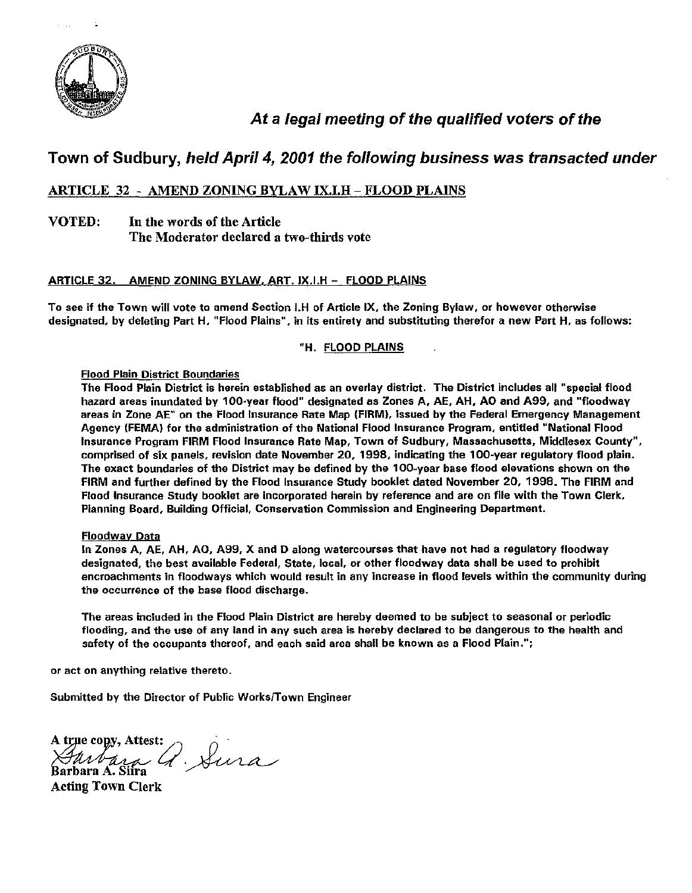*At a legal meeting of the qualified voters of the*

## Town of Sudbury, *held April 4, 2001 the following business was transacted under*

**ARTICLE 32 - AMEND ZONING BYLAW IX.I.H – FLOOD PLAINS**

**VOTED:** In the words of the Article
The Moderator declared a two-thirds vote

**ARTICLE 32. AMEND ZONING BYLAW, ART. IX.I.H – FLOOD PLAINS**

To see if the Town will vote to amend Section I.H of Article IX, the Zoning Bylaw, or however otherwise designated, by deleting Part H, "Flood Plains", in its entirety and substituting therefor a new Part H, as follows:

"H. FLOOD PLAINS

Flood Plain District Boundaries
The Flood Plain District is herein established as an overlay district. The District includes all "special flood hazard areas inundated by 100-year flood" designated as Zones A, AE, AH, AO and A99, and "floodway areas in Zone AE" on the Flood Insurance Rate Map (FIRM), issued by the Federal Emergency Management Agency (FEMA) for the administration of the National Flood Insurance Program, entitled "National Flood Insurance Program FIRM Flood Insurance Rate Map, Town of Sudbury, Massachusetts, Middlesex County", comprised of six panels, revision date November 20, 1998, indicating the 100-year regulatory flood plain. The exact boundaries of the District may be defined by the 100-year base flood elevations shown on the FIRM and further defined by the Flood Insurance Study booklet dated November 20, 1998. The FIRM and Flood Insurance Study booklet are incorporated herein by reference and are on file with the Town Clerk, Planning Board, Building Official, Conservation Commission and Engineering Department.

Floodway Data
In Zones A, AE, AH, AO, A99, X and D along watercourses that have not had a regulatory floodway designated, the best available Federal, State, local, or other floodway data shall be used to prohibit encroachments in floodways which would result in any increase in flood levels within the community during the occurrence of the base flood discharge.

The areas included in the Flood Plain District are hereby deemed to be subject to seasonal or periodic flooding, and the use of any land in any such area is hereby declared to be dangerous to the health and safety of the occupants thereof, and each said area shall be known as a Flood Plain.";

or act on anything relative thereto.

Submitted by the Director of Public Works/Town Engineer

A true copy, Attest:
Barbara A. Siira
Acting Town Clerk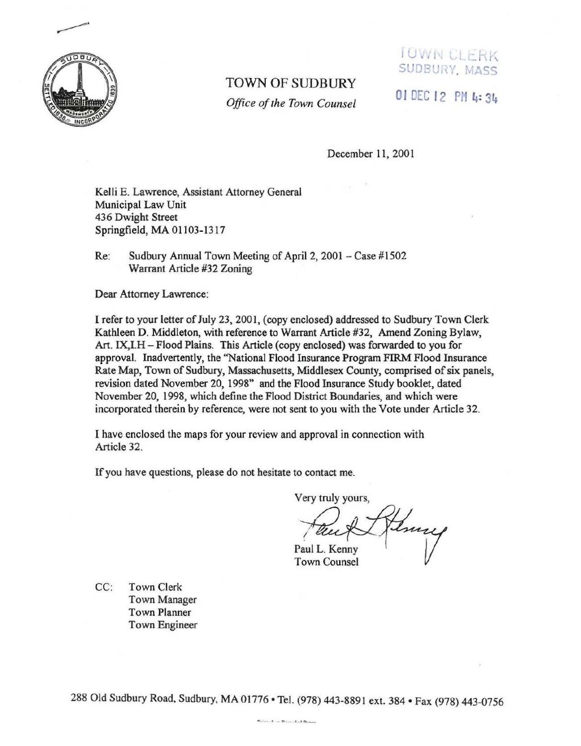TOWN CLERK
SUDBURY, MASS

01 DEC 12 PM 4:34

# TOWN OF SUDBURY

*Office of the Town Counsel*

December 11, 2001

Kelli E. Lawrence, Assistant Attorney General
Municipal Law Unit
436 Dwight Street
Springfield, MA 01103-1317

Re: Sudbury Annual Town Meeting of April 2, 2001 – Case #1502
Warrant Article #32 Zoning

Dear Attorney Lawrence:

I refer to your letter of July 23, 2001, (copy enclosed) addressed to Sudbury Town Clerk Kathleen D. Middleton, with reference to Warrant Article #32, Amend Zoning Bylaw, Art. IX,I.H – Flood Plains. This Article (copy enclosed) was forwarded to you for approval. Inadvertently, the "National Flood Insurance Program FIRM Flood Insurance Rate Map, Town of Sudbury, Massachusetts, Middlesex County, comprised of six panels, revision dated November 20, 1998" and the Flood Insurance Study booklet, dated November 20, 1998, which define the Flood District Boundaries, and which were incorporated therein by reference, were not sent to you with the Vote under Article 32.

I have enclosed the maps for your review and approval in connection with Article 32.

If you have questions, please do not hesitate to contact me.

Very truly yours,

Paul L. Kenny
Town Counsel

CC: Town Clerk
Town Manager
Town Planner
Town Engineer

288 Old Sudbury Road, Sudbury, MA 01776 • Tel. (978) 443-8891 ext. 384 • Fax (978) 443-0756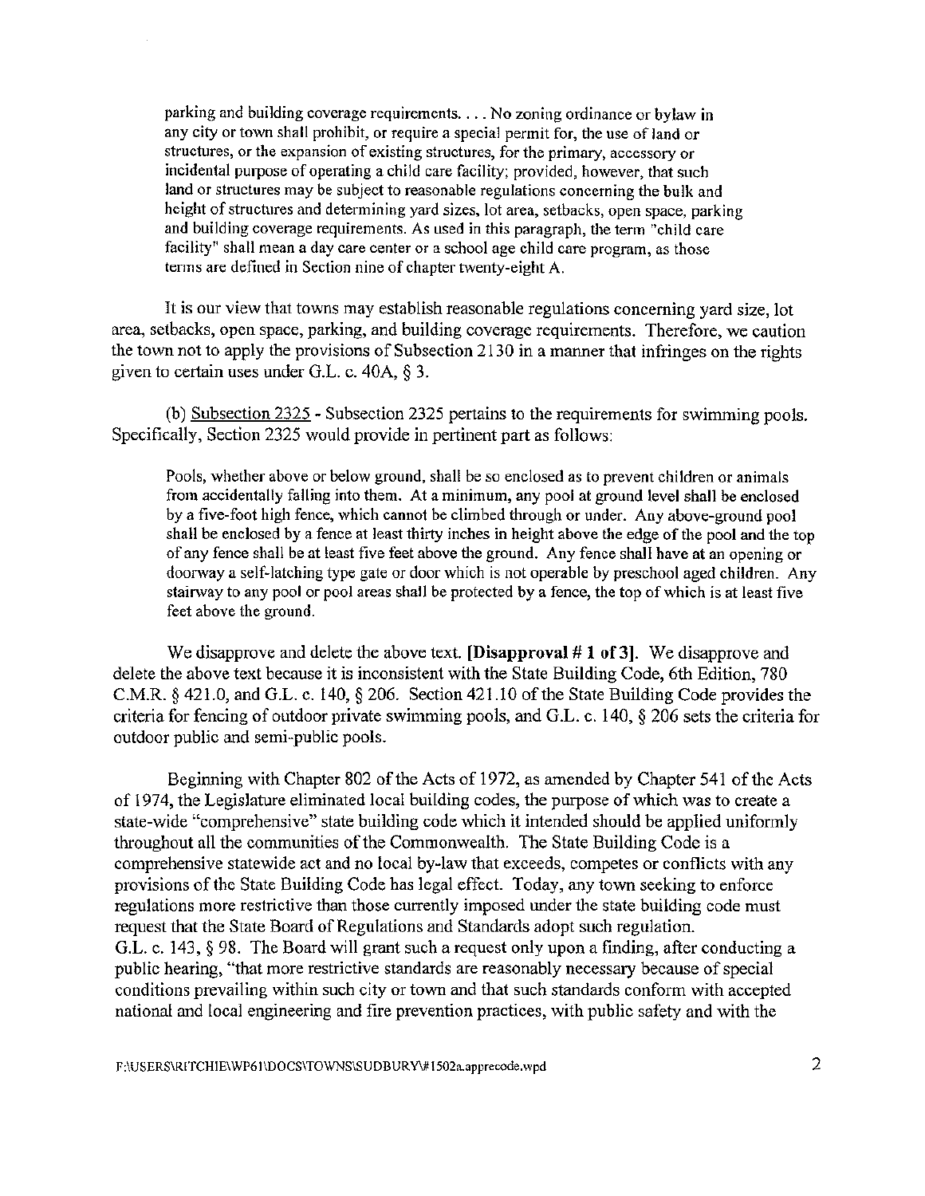> parking and building coverage requirements. . . . No zoning ordinance or bylaw in any city or town shall prohibit, or require a special permit for, the use of land or structures, or the expansion of existing structures, for the primary, accessory or incidental purpose of operating a child care facility; provided, however, that such land or structures may be subject to reasonable regulations concerning the bulk and height of structures and determining yard sizes, lot area, setbacks, open space, parking and building coverage requirements. As used in this paragraph, the term "child care facility" shall mean a day care center or a school age child care program, as those terms are defined in Section nine of chapter twenty-eight A.

It is our view that towns may establish reasonable regulations concerning yard size, lot area, setbacks, open space, parking, and building coverage requirements. Therefore, we caution the town not to apply the provisions of Subsection 2130 in a manner that infringes on the rights given to certain uses under G.L. c. 40A, § 3.

(b) Subsection 2325 - Subsection 2325 pertains to the requirements for swimming pools. Specifically, Section 2325 would provide in pertinent part as follows:

> Pools, whether above or below ground, shall be so enclosed as to prevent children or animals from accidentally falling into them. At a minimum, any pool at ground level shall be enclosed by a five-foot high fence, which cannot be climbed through or under. Any above-ground pool shall be enclosed by a fence at least thirty inches in height above the edge of the pool and the top of any fence shall be at least five feet above the ground. Any fence shall have at an opening or doorway a self-latching type gate or door which is not operable by preschool aged children. Any stairway to any pool or pool areas shall be protected by a fence, the top of which is at least five feet above the ground.

We disapprove and delete the above text. **[Disapproval # 1 of 3]**. We disapprove and delete the above text because it is inconsistent with the State Building Code, 6th Edition, 780 C.M.R. § 421.0, and G.L. c. 140, § 206. Section 421.10 of the State Building Code provides the criteria for fencing of outdoor private swimming pools, and G.L. c. 140, § 206 sets the criteria for outdoor public and semi-public pools.

Beginning with Chapter 802 of the Acts of 1972, as amended by Chapter 541 of the Acts of 1974, the Legislature eliminated local building codes, the purpose of which was to create a state-wide "comprehensive" state building code which it intended should be applied uniformly throughout all the communities of the Commonwealth. The State Building Code is a comprehensive statewide act and no local by-law that exceeds, competes or conflicts with any provisions of the State Building Code has legal effect. Today, any town seeking to enforce regulations more restrictive than those currently imposed under the state building code must request that the State Board of Regulations and Standards adopt such regulation. G.L. c. 143, § 98. The Board will grant such a request only upon a finding, after conducting a public hearing, "that more restrictive standards are reasonably necessary because of special conditions prevailing within such city or town and that such standards conform with accepted national and local engineering and fire prevention practices, with public safety and with the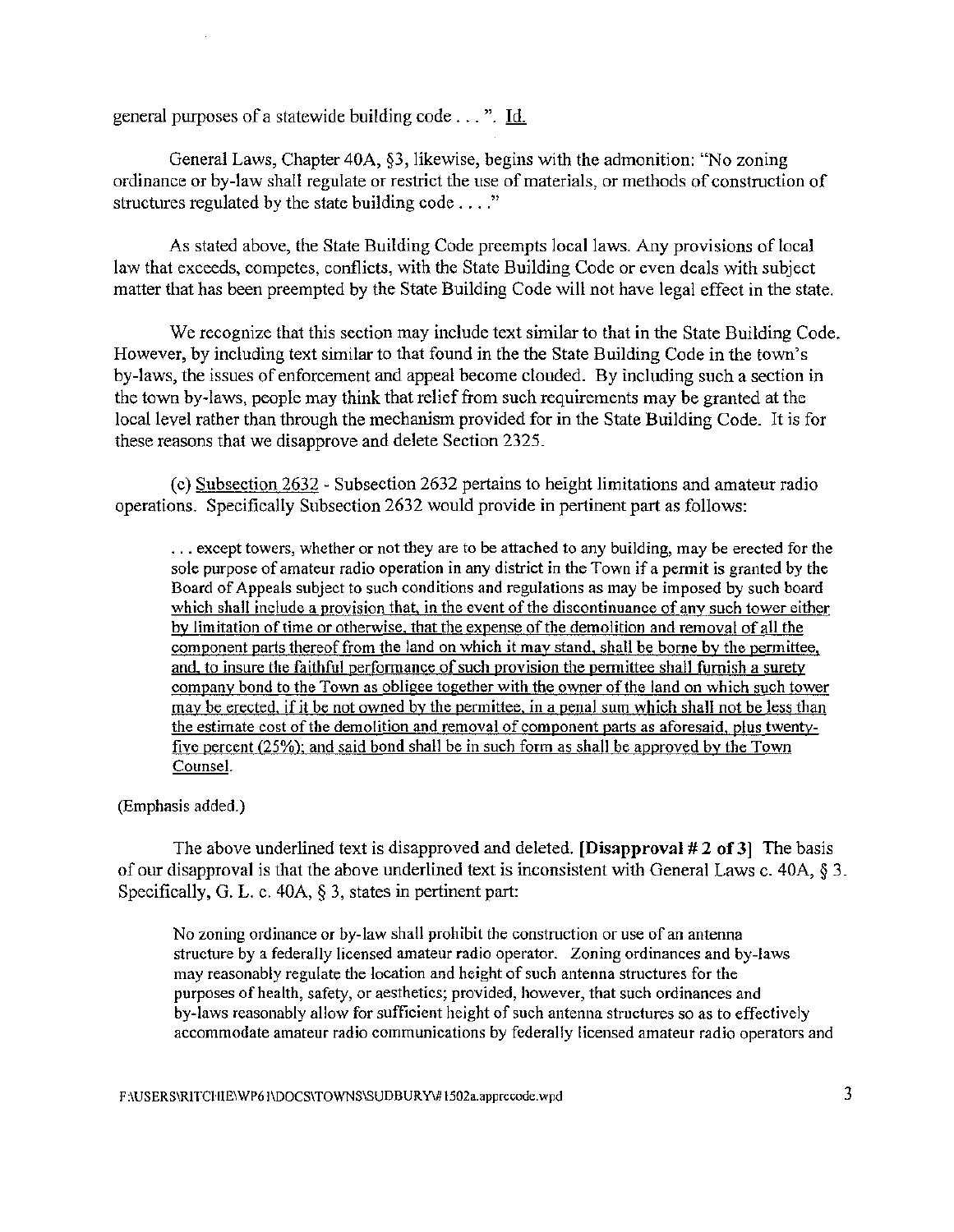general purposes of a statewide building code . . . ". Id.

General Laws, Chapter 40A, §3, likewise, begins with the admonition: "No zoning ordinance or by-law shall regulate or restrict the use of materials, or methods of construction of structures regulated by the state building code . . . ."

As stated above, the State Building Code preempts local laws. Any provisions of local law that exceeds, competes, conflicts, with the State Building Code or even deals with subject matter that has been preempted by the State Building Code will not have legal effect in the state.

We recognize that this section may include text similar to that in the State Building Code. However, by including text similar to that found in the the State Building Code in the town's by-laws, the issues of enforcement and appeal become clouded. By including such a section in the town by-laws, people may think that relief from such requirements may be granted at the local level rather than through the mechanism provided for in the State Building Code. It is for these reasons that we disapprove and delete Section 2325.

(c) Subsection 2632 - Subsection 2632 pertains to height limitations and amateur radio operations. Specifically Subsection 2632 would provide in pertinent part as follows:

> . . . except towers, whether or not they are to be attached to any building, may be erected for the sole purpose of amateur radio operation in any district in the Town if a permit is granted by the Board of Appeals subject to such conditions and regulations as may be imposed by such board <u>which shall include a provision that, in the event of the discontinuance of any such tower either by limitation of time or otherwise, that the expense of the demolition and removal of all the component parts thereof from the land on which it may stand, shall be borne by the permittee, and, to insure the faithful performance of such provision the permittee shall furnish a surety company bond to the Town as obligee together with the owner of the land on which such tower may be erected, if it be not owned by the permittee, in a penal sum which shall not be less than the estimate cost of the demolition and removal of component parts as aforesaid, plus twenty-five percent (25%); and said bond shall be in such form as shall be approved by the Town Counsel.</u>

(Emphasis added.)

The above underlined text is disapproved and deleted. **[Disapproval # 2 of 3]** The basis of our disapproval is that the above underlined text is inconsistent with General Laws c. 40A, § 3. Specifically, G. L. c. 40A, § 3, states in pertinent part:

> No zoning ordinance or by-law shall prohibit the construction or use of an antenna structure by a federally licensed amateur radio operator. Zoning ordinances and by-laws may reasonably regulate the location and height of such antenna structures for the purposes of health, safety, or aesthetics; provided, however, that such ordinances and by-laws reasonably allow for sufficient height of such antenna structures so as to effectively accommodate amateur radio communications by federally licensed amateur radio operators and

F:\USERS\RITCHIE\WP61\DOCS\TOWNS\SUDBURY\#1502a.apprecode.wpd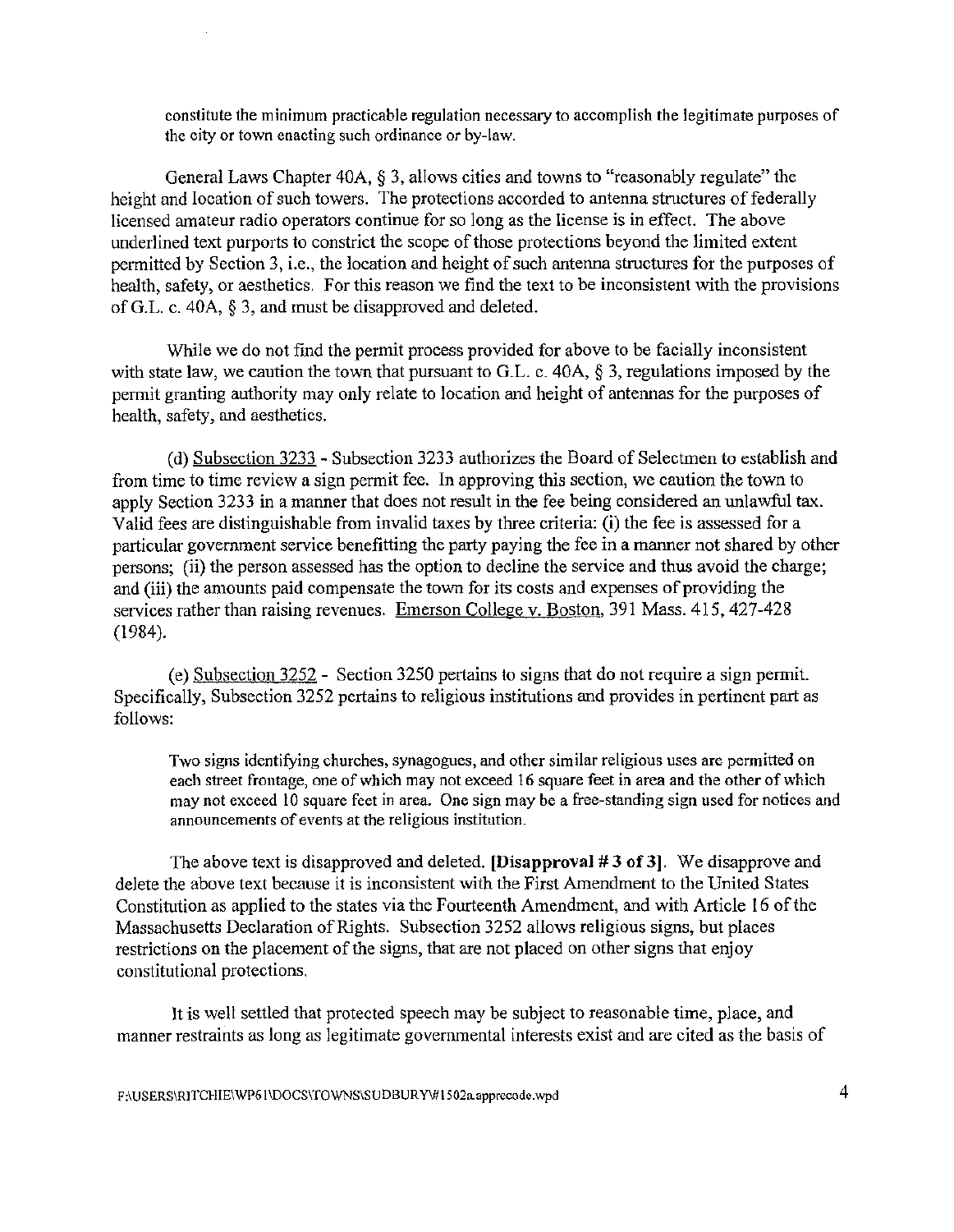> constitute the minimum practicable regulation necessary to accomplish the legitimate purposes of the city or town enacting such ordinance or by-law.

General Laws Chapter 40A, § 3, allows cities and towns to "reasonably regulate" the height and location of such towers. The protections accorded to antenna structures of federally licensed amateur radio operators continue for so long as the license is in effect. The above underlined text purports to constrict the scope of those protections beyond the limited extent permitted by Section 3, i.e., the location and height of such antenna structures for the purposes of health, safety, or aesthetics. For this reason we find the text to be inconsistent with the provisions of G.L. c. 40A, § 3, and must be disapproved and deleted.

While we do not find the permit process provided for above to be facially inconsistent with state law, we caution the town that pursuant to G.L. c. 40A, § 3, regulations imposed by the permit granting authority may only relate to location and height of antennas for the purposes of health, safety, and aesthetics.

(d) Subsection 3233 - Subsection 3233 authorizes the Board of Selectmen to establish and from time to time review a sign permit fee. In approving this section, we caution the town to apply Section 3233 in a manner that does not result in the fee being considered an unlawful tax. Valid fees are distinguishable from invalid taxes by three criteria: (i) the fee is assessed for a particular government service benefitting the party paying the fee in a manner not shared by other persons; (ii) the person assessed has the option to decline the service and thus avoid the charge; and (iii) the amounts paid compensate the town for its costs and expenses of providing the services rather than raising revenues. Emerson College v. Boston, 391 Mass. 415, 427-428 (1984).

(e) Subsection 3252 - Section 3250 pertains to signs that do not require a sign permit. Specifically, Subsection 3252 pertains to religious institutions and provides in pertinent part as follows:

> Two signs identifying churches, synagogues, and other similar religious uses are permitted on each street frontage, one of which may not exceed 16 square feet in area and the other of which may not exceed 10 square feet in area. One sign may be a free-standing sign used for notices and announcements of events at the religious institution.

The above text is disapproved and deleted. **[Disapproval # 3 of 3]**. We disapprove and delete the above text because it is inconsistent with the First Amendment to the United States Constitution as applied to the states via the Fourteenth Amendment, and with Article 16 of the Massachusetts Declaration of Rights. Subsection 3252 allows religious signs, but places restrictions on the placement of the signs, that are not placed on other signs that enjoy constitutional protections.

It is well settled that protected speech may be subject to reasonable time, place, and manner restraints as long as legitimate governmental interests exist and are cited as the basis of

F:\USERS\RITCHIE\WP61\DOCS\TOWNS\SUDBURY\#1502a.apprecode.wpd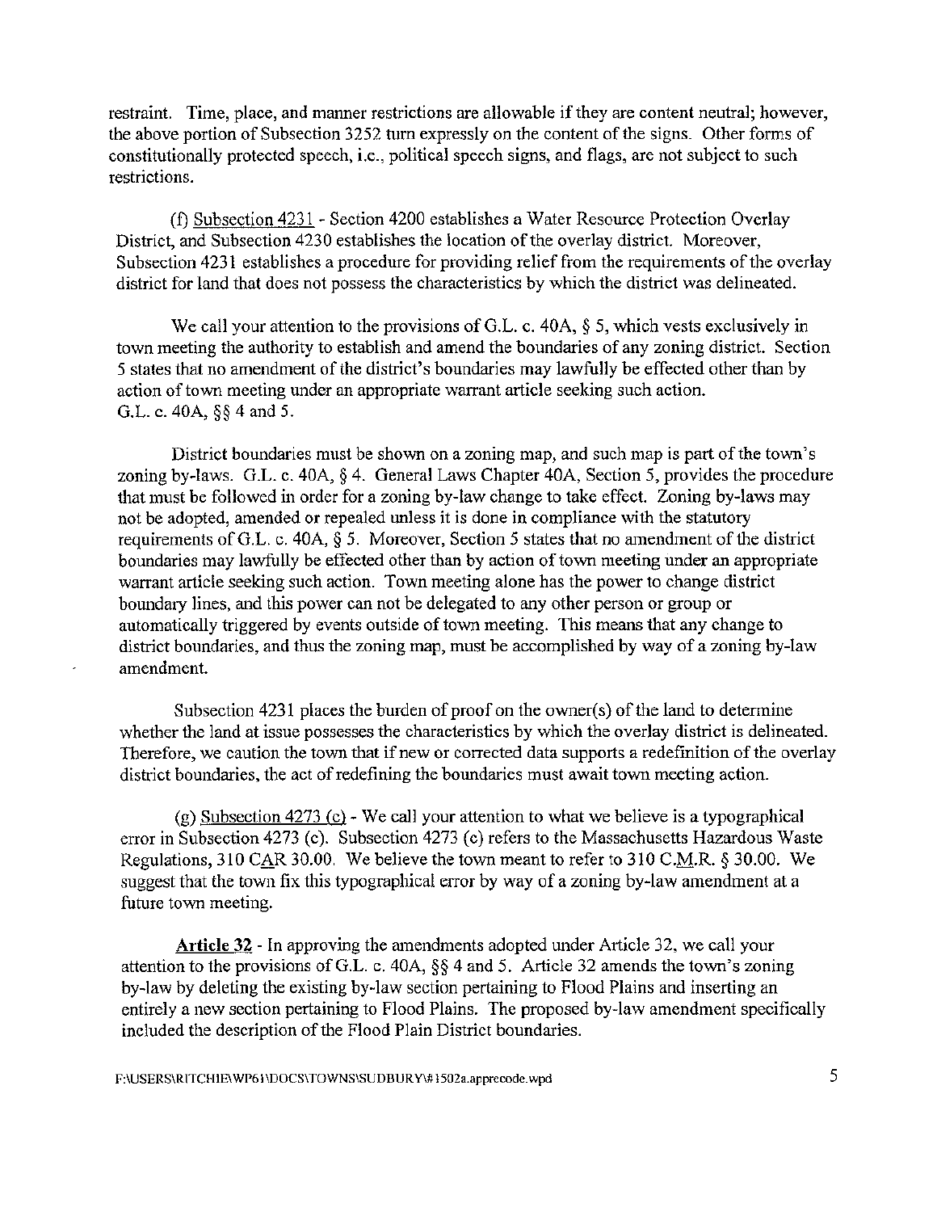restraint. Time, place, and manner restrictions are allowable if they are content neutral; however, the above portion of Subsection 3252 turn expressly on the content of the signs. Other forms of constitutionally protected speech, i.e., political speech signs, and flags, are not subject to such restrictions.

(f) Subsection 4231 - Section 4200 establishes a Water Resource Protection Overlay District, and Subsection 4230 establishes the location of the overlay district. Moreover, Subsection 4231 establishes a procedure for providing relief from the requirements of the overlay district for land that does not possess the characteristics by which the district was delineated.

We call your attention to the provisions of G.L. c. 40A, § 5, which vests exclusively in town meeting the authority to establish and amend the boundaries of any zoning district. Section 5 states that no amendment of the district's boundaries may lawfully be effected other than by action of town meeting under an appropriate warrant article seeking such action. G.L. c. 40A, §§ 4 and 5.

District boundaries must be shown on a zoning map, and such map is part of the town's zoning by-laws. G.L. c. 40A, § 4. General Laws Chapter 40A, Section 5, provides the procedure that must be followed in order for a zoning by-law change to take effect. Zoning by-laws may not be adopted, amended or repealed unless it is done in compliance with the statutory requirements of G.L. c. 40A, § 5. Moreover, Section 5 states that no amendment of the district boundaries may lawfully be effected other than by action of town meeting under an appropriate warrant article seeking such action. Town meeting alone has the power to change district boundary lines, and this power can not be delegated to any other person or group or automatically triggered by events outside of town meeting. This means that any change to district boundaries, and thus the zoning map, must be accomplished by way of a zoning by-law amendment.

Subsection 4231 places the burden of proof on the owner(s) of the land to determine whether the land at issue possesses the characteristics by which the overlay district is delineated. Therefore, we caution the town that if new or corrected data supports a redefinition of the overlay district boundaries, the act of redefining the boundaries must await town meeting action.

(g) Subsection 4273 (c) - We call your attention to what we believe is a typographical error in Subsection 4273 (c). Subsection 4273 (c) refers to the Massachusetts Hazardous Waste Regulations, 310 CAR 30.00. We believe the town meant to refer to 310 C.M.R. § 30.00. We suggest that the town fix this typographical error by way of a zoning by-law amendment at a future town meeting.

**Article 32** - In approving the amendments adopted under Article 32, we call your attention to the provisions of G.L. c. 40A, §§ 4 and 5. Article 32 amends the town's zoning by-law by deleting the existing by-law section pertaining to Flood Plains and inserting an entirely a new section pertaining to Flood Plains. The proposed by-law amendment specifically included the description of the Flood Plain District boundaries.

F:\USERS\RITCHIE\WP61\DOCS\TOWNS\SUDBURY\#1502a.apprecode.wpd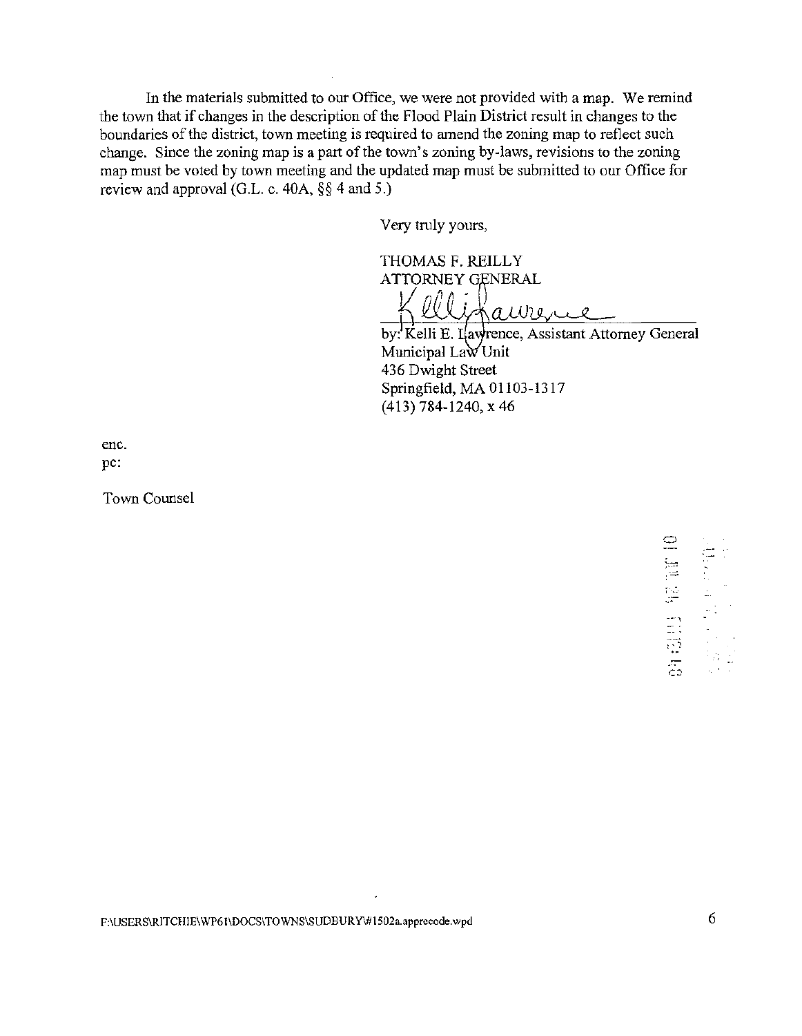In the materials submitted to our Office, we were not provided with a map. We remind the town that if changes in the description of the Flood Plain District result in changes to the boundaries of the district, town meeting is required to amend the zoning map to reflect such change. Since the zoning map is a part of the town's zoning by-laws, revisions to the zoning map must be voted by town meeting and the updated map must be submitted to our Office for review and approval (G.L. c. 40A, §§ 4 and 5.)

Very truly yours,

THOMAS F. REILLY
ATTORNEY GENERAL

Kelli Lawrence

by: Kelli E. Lawrence, Assistant Attorney General
Municipal Law Unit
436 Dwight Street
Springfield, MA 01103-1317
(413) 784-1240, x 46

enc.
pc:

Town Counsel

01 JUL 24 PM 3:48

F:\USERS\RITCHIE\WP61\DOCS\TOWNS\SUDBURY\#1502a.apprecode.wpd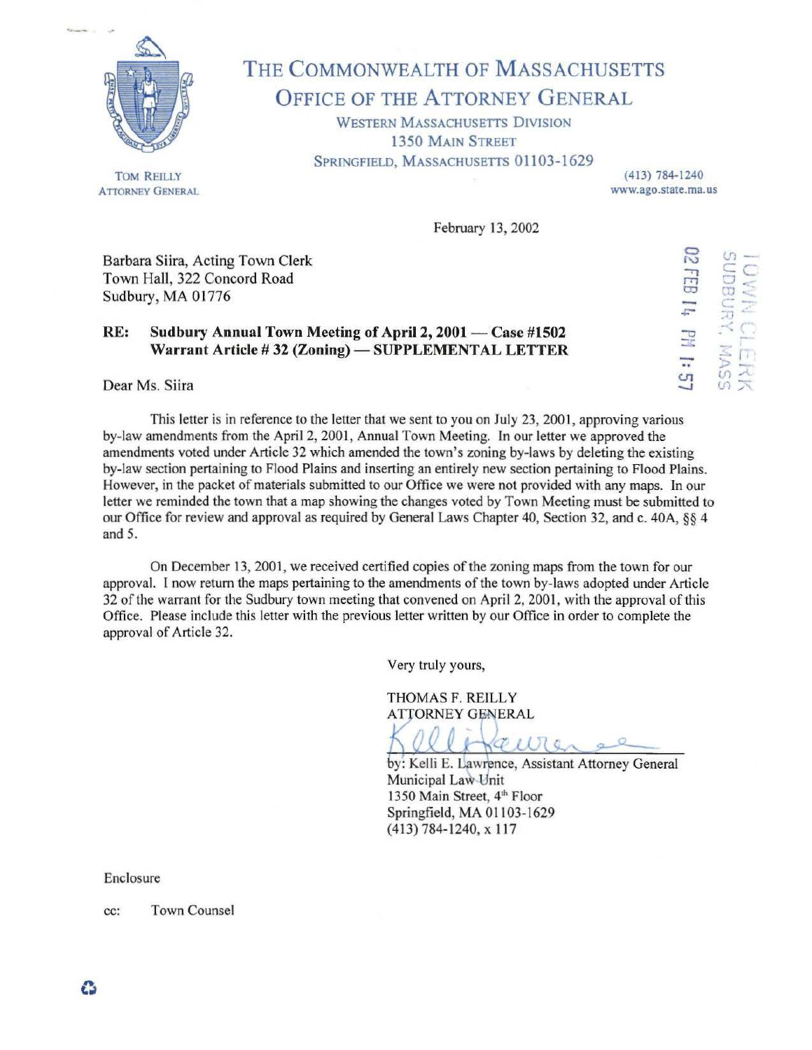# THE COMMONWEALTH OF MASSACHUSETTS
## OFFICE OF THE ATTORNEY GENERAL

WESTERN MASSACHUSETTS DIVISION
1350 MAIN STREET
SPRINGFIELD, MASSACHUSETTS 01103-1629

TOM REILLY
ATTORNEY GENERAL

(413) 784-1240
www.ago.state.ma.us

February 13, 2002

TOWN CLERK
SUDBURY, MASS
02 FEB 14 PM 1:57

Barbara Siira, Acting Town Clerk
Town Hall, 322 Concord Road
Sudbury, MA 01776

**RE: Sudbury Annual Town Meeting of April 2, 2001 — Case #1502**
**Warrant Article # 32 (Zoning) — SUPPLEMENTAL LETTER**

Dear Ms. Siira

This letter is in reference to the letter that we sent to you on July 23, 2001, approving various by-law amendments from the April 2, 2001, Annual Town Meeting. In our letter we approved the amendments voted under Article 32 which amended the town's zoning by-laws by deleting the existing by-law section pertaining to Flood Plains and inserting an entirely new section pertaining to Flood Plains. However, in the packet of materials submitted to our Office we were not provided with any maps. In our letter we reminded the town that a map showing the changes voted by Town Meeting must be submitted to our Office for review and approval as required by General Laws Chapter 40, Section 32, and c. 40A, §§ 4 and 5.

On December 13, 2001, we received certified copies of the zoning maps from the town for our approval. I now return the maps pertaining to the amendments of the town by-laws adopted under Article 32 of the warrant for the Sudbury town meeting that convened on April 2, 2001, with the approval of this Office. Please include this letter with the previous letter written by our Office in order to complete the approval of Article 32.

Very truly yours,

THOMAS F. REILLY
ATTORNEY GENERAL

by: Kelli E. Lawrence, Assistant Attorney General
Municipal Law Unit
1350 Main Street, 4th Floor
Springfield, MA 01103-1629
(413) 784-1240, x 117

Enclosure

cc: Town Counsel